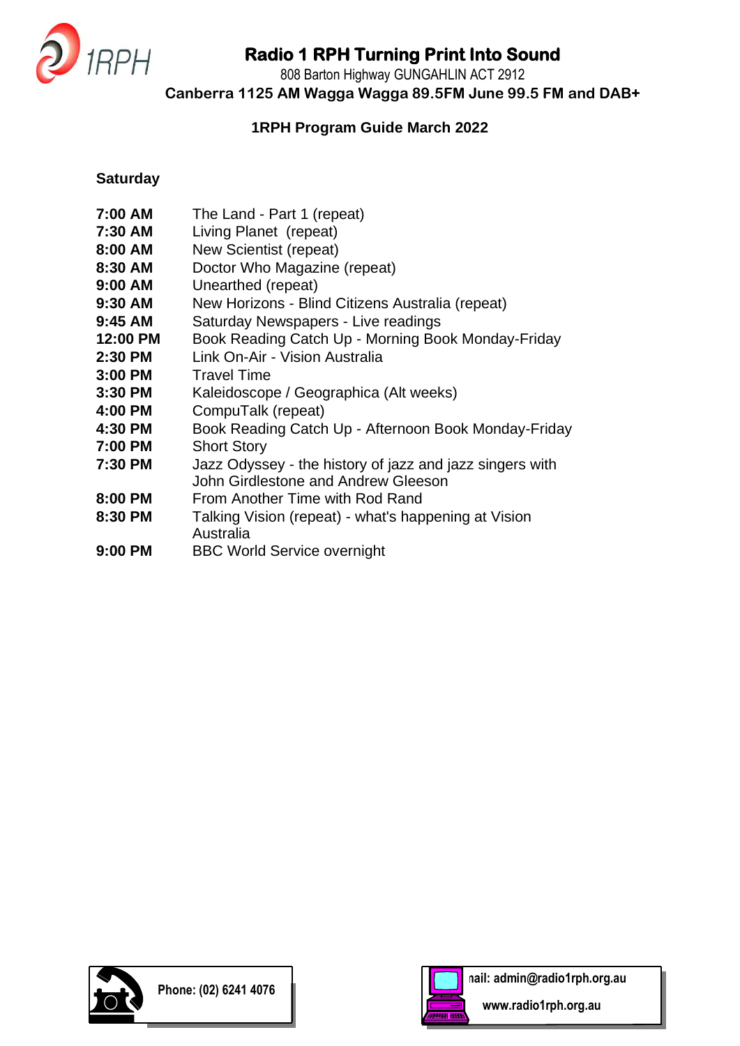# Radio 1 RPH Turning Print Into Sound

808 Barton Highway GUNGAHLIN ACT 2912

**Canberra 1125 AM Wagga Wagga 89.5FM June 99.5 FM and DAB+**

## 1RPH Program Guide March 2022

### Saturday

| | |
|---|---|
| **7:00 AM** | The Land - Part 1 (repeat) |
| **7:30 AM** | Living Planet (repeat) |
| **8:00 AM** | New Scientist (repeat) |
| **8:30 AM** | Doctor Who Magazine (repeat) |
| **9:00 AM** | Unearthed (repeat) |
| **9:30 AM** | New Horizons - Blind Citizens Australia (repeat) |
| **9:45 AM** | Saturday Newspapers - Live readings |
| **12:00 PM** | Book Reading Catch Up - Morning Book Monday-Friday |
| **2:30 PM** | Link On-Air - Vision Australia |
| **3:00 PM** | Travel Time |
| **3:30 PM** | Kaleidoscope / Geographica (Alt weeks) |
| **4:00 PM** | CompuTalk (repeat) |
| **4:30 PM** | Book Reading Catch Up - Afternoon Book Monday-Friday |
| **7:00 PM** | Short Story |
| **7:30 PM** | Jazz Odyssey - the history of jazz and jazz singers with John Girdlestone and Andrew Gleeson |
| **8:00 PM** | From Another Time with Rod Rand |
| **8:30 PM** | Talking Vision (repeat) - what's happening at Vision Australia |
| **9:00 PM** | BBC World Service overnight |

**Phone: (02) 6241 4076**

**Email: admin@radio1rph.org.au**

**www.radio1rph.org.au**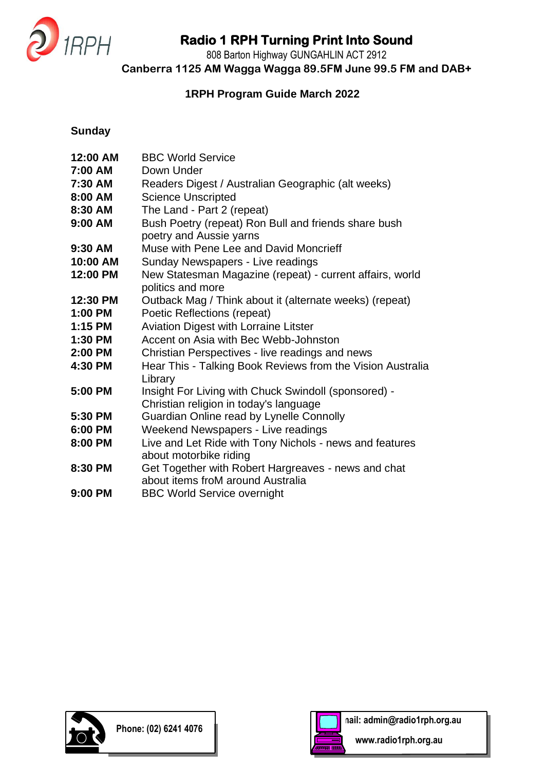# Radio 1 RPH Turning Print Into Sound

808 Barton Highway GUNGAHLIN ACT 2912

**Canberra 1125 AM Wagga Wagga 89.5FM June 99.5 FM and DAB+**

## 1RPH Program Guide March 2022

### Sunday

| | |
|---|---|
| **12:00 AM** | BBC World Service |
| **7:00 AM** | Down Under |
| **7:30 AM** | Readers Digest / Australian Geographic (alt weeks) |
| **8:00 AM** | Science Unscripted |
| **8:30 AM** | The Land - Part 2 (repeat) |
| **9:00 AM** | Bush Poetry (repeat) Ron Bull and friends share bush poetry and Aussie yarns |
| **9:30 AM** | Muse with Pene Lee and David Moncrieff |
| **10:00 AM** | Sunday Newspapers - Live readings |
| **12:00 PM** | New Statesman Magazine (repeat) - current affairs, world politics and more |
| **12:30 PM** | Outback Mag / Think about it (alternate weeks) (repeat) |
| **1:00 PM** | Poetic Reflections (repeat) |
| **1:15 PM** | Aviation Digest with Lorraine Litster |
| **1:30 PM** | Accent on Asia with Bec Webb-Johnston |
| **2:00 PM** | Christian Perspectives - live readings and news |
| **4:30 PM** | Hear This - Talking Book Reviews from the Vision Australia Library |
| **5:00 PM** | Insight For Living with Chuck Swindoll (sponsored) - Christian religion in today's language |
| **5:30 PM** | Guardian Online read by Lynelle Connolly |
| **6:00 PM** | Weekend Newspapers - Live readings |
| **8:00 PM** | Live and Let Ride with Tony Nichols - news and features about motorbike riding |
| **8:30 PM** | Get Together with Robert Hargreaves - news and chat about items froM around Australia |
| **9:00 PM** | BBC World Service overnight |

**Phone: (02) 6241 4076**

**nail: admin@radio1rph.org.au**

**www.radio1rph.org.au**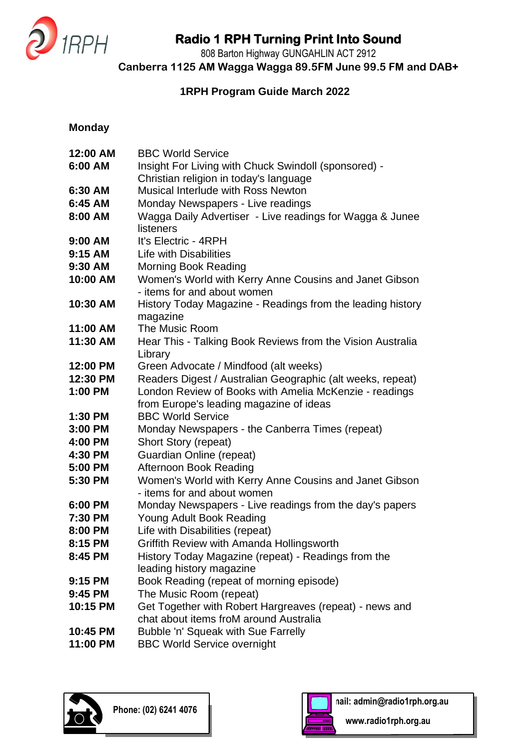# Radio 1 RPH Turning Print Into Sound

808 Barton Highway GUNGAHLIN ACT 2912

**Canberra 1125 AM Wagga Wagga 89.5FM June 99.5 FM and DAB+**

**1RPH Program Guide March 2022**

## Monday

| | |
|---|---|
| **12:00 AM** | BBC World Service |
| **6:00 AM** | Insight For Living with Chuck Swindoll (sponsored) - Christian religion in today's language |
| **6:30 AM** | Musical Interlude with Ross Newton |
| **6:45 AM** | Monday Newspapers - Live readings |
| **8:00 AM** | Wagga Daily Advertiser - Live readings for Wagga & Junee listeners |
| **9:00 AM** | It's Electric - 4RPH |
| **9:15 AM** | Life with Disabilities |
| **9:30 AM** | Morning Book Reading |
| **10:00 AM** | Women's World with Kerry Anne Cousins and Janet Gibson - items for and about women |
| **10:30 AM** | History Today Magazine - Readings from the leading history magazine |
| **11:00 AM** | The Music Room |
| **11:30 AM** | Hear This - Talking Book Reviews from the Vision Australia Library |
| **12:00 PM** | Green Advocate / Mindfood (alt weeks) |
| **12:30 PM** | Readers Digest / Australian Geographic (alt weeks, repeat) |
| **1:00 PM** | London Review of Books with Amelia McKenzie - readings from Europe's leading magazine of ideas |
| **1:30 PM** | BBC World Service |
| **3:00 PM** | Monday Newspapers - the Canberra Times (repeat) |
| **4:00 PM** | Short Story (repeat) |
| **4:30 PM** | Guardian Online (repeat) |
| **5:00 PM** | Afternoon Book Reading |
| **5:30 PM** | Women's World with Kerry Anne Cousins and Janet Gibson - items for and about women |
| **6:00 PM** | Monday Newspapers - Live readings from the day's papers |
| **7:30 PM** | Young Adult Book Reading |
| **8:00 PM** | Life with Disabilities (repeat) |
| **8:15 PM** | Griffith Review with Amanda Hollingsworth |
| **8:45 PM** | History Today Magazine (repeat) - Readings from the leading history magazine |
| **9:15 PM** | Book Reading (repeat of morning episode) |
| **9:45 PM** | The Music Room (repeat) |
| **10:15 PM** | Get Together with Robert Hargreaves (repeat) - news and chat about items froM around Australia |
| **10:45 PM** | Bubble 'n' Squeak with Sue Farrelly |
| **11:00 PM** | BBC World Service overnight |

**Phone: (02) 6241 4076**

**nail: admin@radio1rph.org.au**

**www.radio1rph.org.au**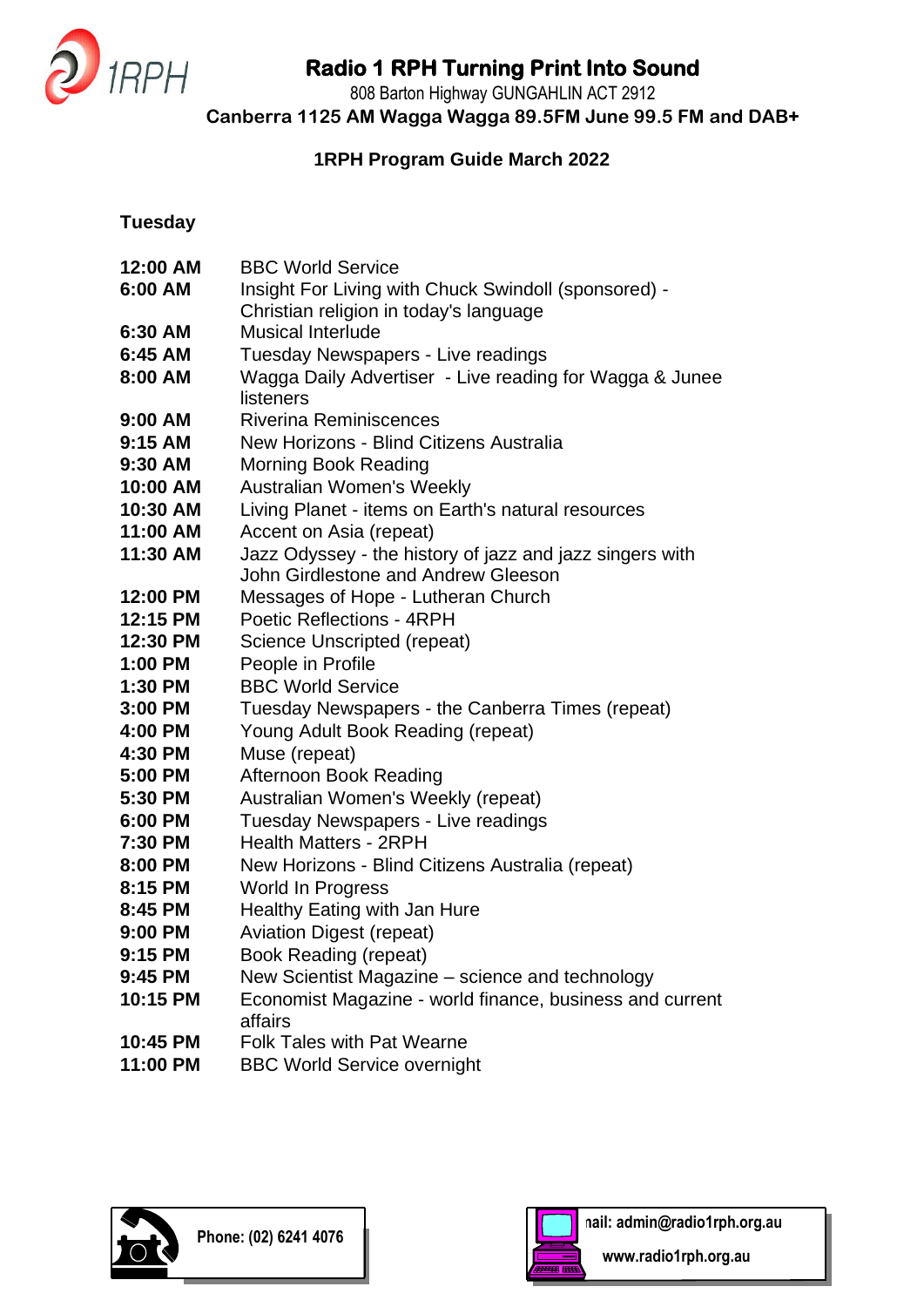# Radio 1 RPH Turning Print Into Sound

808 Barton Highway GUNGAHLIN ACT 2912

**Canberra 1125 AM Wagga Wagga 89.5FM June 99.5 FM and DAB+**

**1RPH Program Guide March 2022**

## Tuesday

| | |
|---|---|
| **12:00 AM** | BBC World Service |
| **6:00 AM** | Insight For Living with Chuck Swindoll (sponsored) - Christian religion in today's language |
| **6:30 AM** | Musical Interlude |
| **6:45 AM** | Tuesday Newspapers - Live readings |
| **8:00 AM** | Wagga Daily Advertiser - Live reading for Wagga & Junee listeners |
| **9:00 AM** | Riverina Reminiscences |
| **9:15 AM** | New Horizons - Blind Citizens Australia |
| **9:30 AM** | Morning Book Reading |
| **10:00 AM** | Australian Women's Weekly |
| **10:30 AM** | Living Planet - items on Earth's natural resources |
| **11:00 AM** | Accent on Asia (repeat) |
| **11:30 AM** | Jazz Odyssey - the history of jazz and jazz singers with John Girdlestone and Andrew Gleeson |
| **12:00 PM** | Messages of Hope - Lutheran Church |
| **12:15 PM** | Poetic Reflections - 4RPH |
| **12:30 PM** | Science Unscripted (repeat) |
| **1:00 PM** | People in Profile |
| **1:30 PM** | BBC World Service |
| **3:00 PM** | Tuesday Newspapers - the Canberra Times (repeat) |
| **4:00 PM** | Young Adult Book Reading (repeat) |
| **4:30 PM** | Muse (repeat) |
| **5:00 PM** | Afternoon Book Reading |
| **5:30 PM** | Australian Women's Weekly (repeat) |
| **6:00 PM** | Tuesday Newspapers - Live readings |
| **7:30 PM** | Health Matters - 2RPH |
| **8:00 PM** | New Horizons - Blind Citizens Australia (repeat) |
| **8:15 PM** | World In Progress |
| **8:45 PM** | Healthy Eating with Jan Hure |
| **9:00 PM** | Aviation Digest (repeat) |
| **9:15 PM** | Book Reading (repeat) |
| **9:45 PM** | New Scientist Magazine – science and technology |
| **10:15 PM** | Economist Magazine - world finance, business and current affairs |
| **10:45 PM** | Folk Tales with Pat Wearne |
| **11:00 PM** | BBC World Service overnight |

**Phone: (02) 6241 4076**

**nail: admin@radio1rph.org.au**

**www.radio1rph.org.au**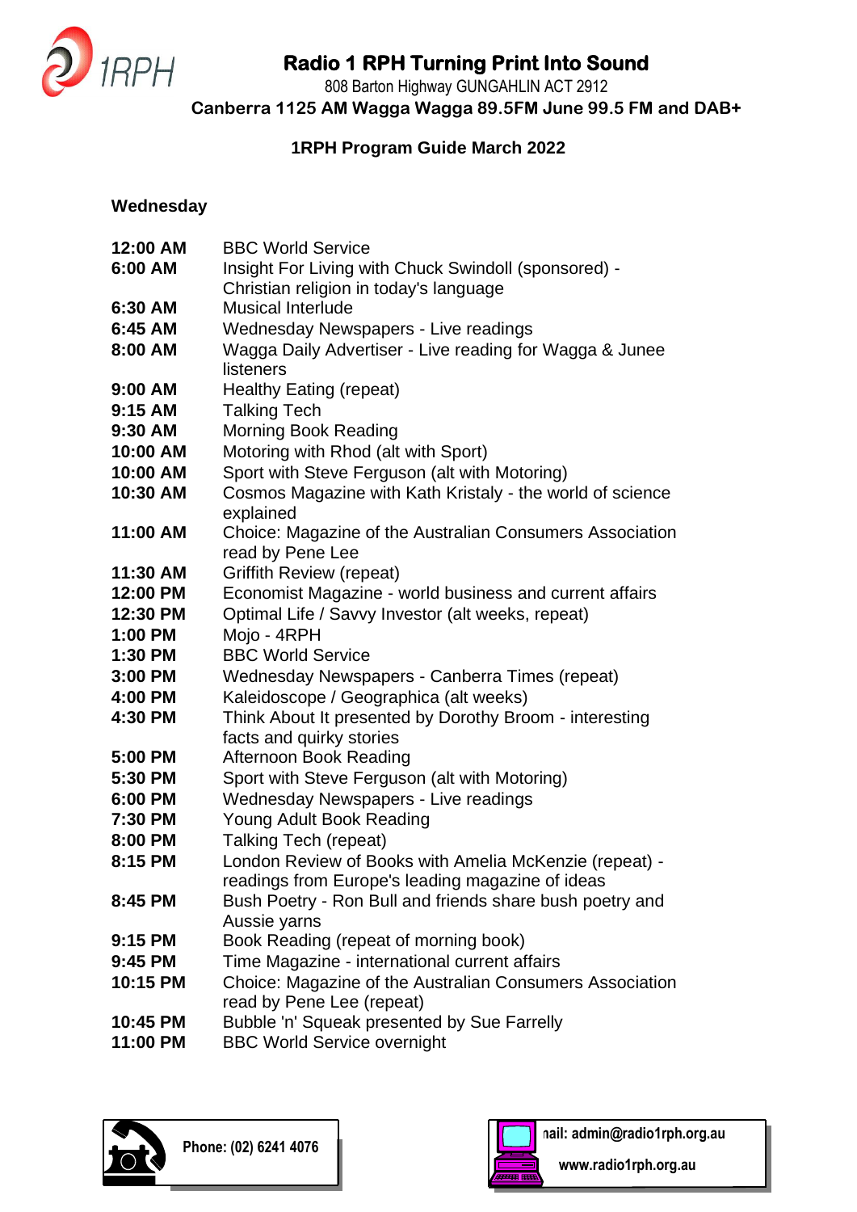# Radio 1 RPH Turning Print Into Sound

808 Barton Highway GUNGAHLIN ACT 2912

**Canberra 1125 AM Wagga Wagga 89.5FM June 99.5 FM and DAB+**

**1RPH Program Guide March 2022**

## Wednesday

| | |
|---|---|
| **12:00 AM** | BBC World Service |
| **6:00 AM** | Insight For Living with Chuck Swindoll (sponsored) - Christian religion in today's language |
| **6:30 AM** | Musical Interlude |
| **6:45 AM** | Wednesday Newspapers - Live readings |
| **8:00 AM** | Wagga Daily Advertiser - Live reading for Wagga & Junee listeners |
| **9:00 AM** | Healthy Eating (repeat) |
| **9:15 AM** | Talking Tech |
| **9:30 AM** | Morning Book Reading |
| **10:00 AM** | Motoring with Rhod (alt with Sport) |
| **10:00 AM** | Sport with Steve Ferguson (alt with Motoring) |
| **10:30 AM** | Cosmos Magazine with Kath Kristaly - the world of science explained |
| **11:00 AM** | Choice: Magazine of the Australian Consumers Association read by Pene Lee |
| **11:30 AM** | Griffith Review (repeat) |
| **12:00 PM** | Economist Magazine - world business and current affairs |
| **12:30 PM** | Optimal Life / Savvy Investor (alt weeks, repeat) |
| **1:00 PM** | Mojo - 4RPH |
| **1:30 PM** | BBC World Service |
| **3:00 PM** | Wednesday Newspapers - Canberra Times (repeat) |
| **4:00 PM** | Kaleidoscope / Geographica (alt weeks) |
| **4:30 PM** | Think About It presented by Dorothy Broom - interesting facts and quirky stories |
| **5:00 PM** | Afternoon Book Reading |
| **5:30 PM** | Sport with Steve Ferguson (alt with Motoring) |
| **6:00 PM** | Wednesday Newspapers - Live readings |
| **7:30 PM** | Young Adult Book Reading |
| **8:00 PM** | Talking Tech (repeat) |
| **8:15 PM** | London Review of Books with Amelia McKenzie (repeat) - readings from Europe's leading magazine of ideas |
| **8:45 PM** | Bush Poetry - Ron Bull and friends share bush poetry and Aussie yarns |
| **9:15 PM** | Book Reading (repeat of morning book) |
| **9:45 PM** | Time Magazine - international current affairs |
| **10:15 PM** | Choice: Magazine of the Australian Consumers Association read by Pene Lee (repeat) |
| **10:45 PM** | Bubble 'n' Squeak presented by Sue Farrelly |
| **11:00 PM** | BBC World Service overnight |

**Phone: (02) 6241 4076**

**Email: admin@radio1rph.org.au**

**www.radio1rph.org.au**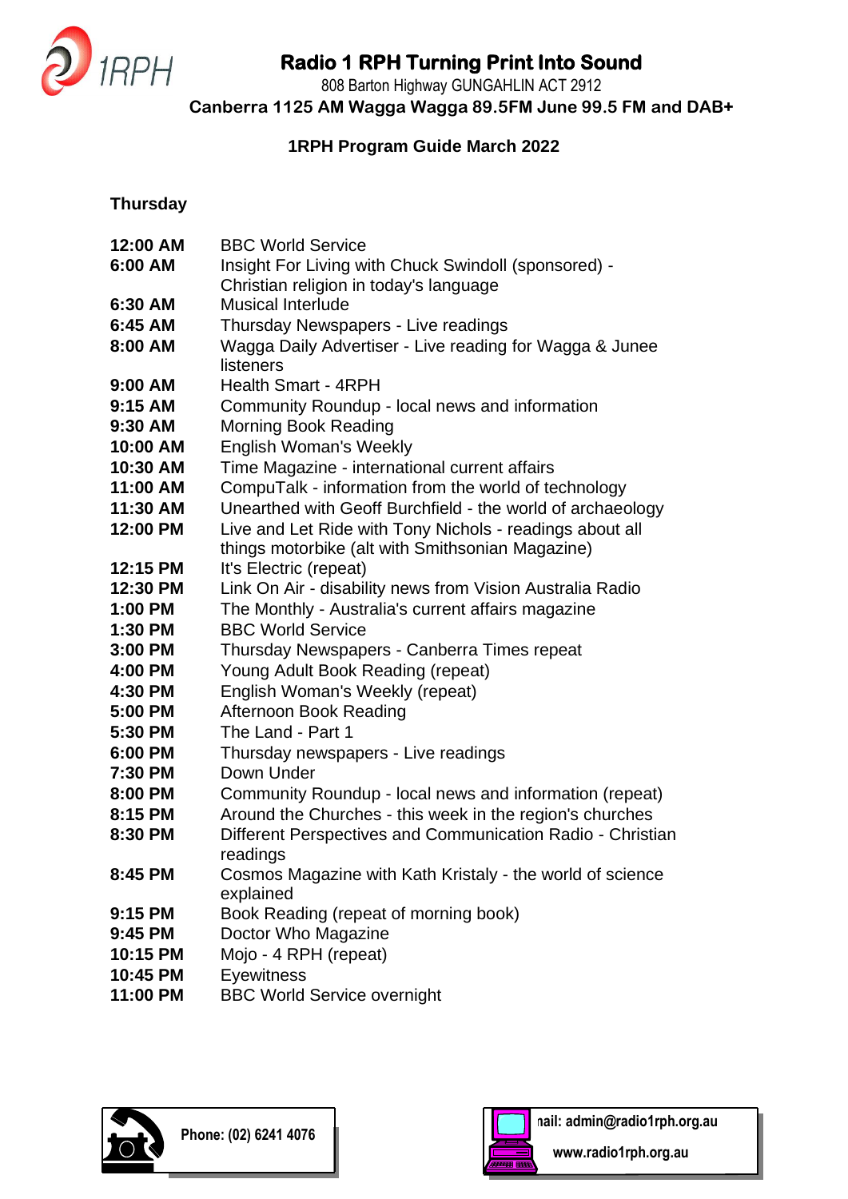# Radio 1 RPH Turning Print Into Sound

808 Barton Highway GUNGAHLIN ACT 2912

**Canberra 1125 AM Wagga Wagga 89.5FM June 99.5 FM and DAB+**

## 1RPH Program Guide March 2022

### Thursday

| | |
|---|---|
| **12:00 AM** | BBC World Service |
| **6:00 AM** | Insight For Living with Chuck Swindoll (sponsored) - Christian religion in today's language |
| **6:30 AM** | Musical Interlude |
| **6:45 AM** | Thursday Newspapers - Live readings |
| **8:00 AM** | Wagga Daily Advertiser - Live reading for Wagga & Junee listeners |
| **9:00 AM** | Health Smart - 4RPH |
| **9:15 AM** | Community Roundup - local news and information |
| **9:30 AM** | Morning Book Reading |
| **10:00 AM** | English Woman's Weekly |
| **10:30 AM** | Time Magazine - international current affairs |
| **11:00 AM** | CompuTalk - information from the world of technology |
| **11:30 AM** | Unearthed with Geoff Burchfield - the world of archaeology |
| **12:00 PM** | Live and Let Ride with Tony Nichols - readings about all things motorbike (alt with Smithsonian Magazine) |
| **12:15 PM** | It's Electric (repeat) |
| **12:30 PM** | Link On Air - disability news from Vision Australia Radio |
| **1:00 PM** | The Monthly - Australia's current affairs magazine |
| **1:30 PM** | BBC World Service |
| **3:00 PM** | Thursday Newspapers - Canberra Times repeat |
| **4:00 PM** | Young Adult Book Reading (repeat) |
| **4:30 PM** | English Woman's Weekly (repeat) |
| **5:00 PM** | Afternoon Book Reading |
| **5:30 PM** | The Land - Part 1 |
| **6:00 PM** | Thursday newspapers - Live readings |
| **7:30 PM** | Down Under |
| **8:00 PM** | Community Roundup - local news and information (repeat) |
| **8:15 PM** | Around the Churches - this week in the region's churches |
| **8:30 PM** | Different Perspectives and Communication Radio - Christian readings |
| **8:45 PM** | Cosmos Magazine with Kath Kristaly - the world of science explained |
| **9:15 PM** | Book Reading (repeat of morning book) |
| **9:45 PM** | Doctor Who Magazine |
| **10:15 PM** | Mojo - 4 RPH (repeat) |
| **10:45 PM** | Eyewitness |
| **11:00 PM** | BBC World Service overnight |

**Phone: (02) 6241 4076**

**nail: admin@radio1rph.org.au**

**www.radio1rph.org.au**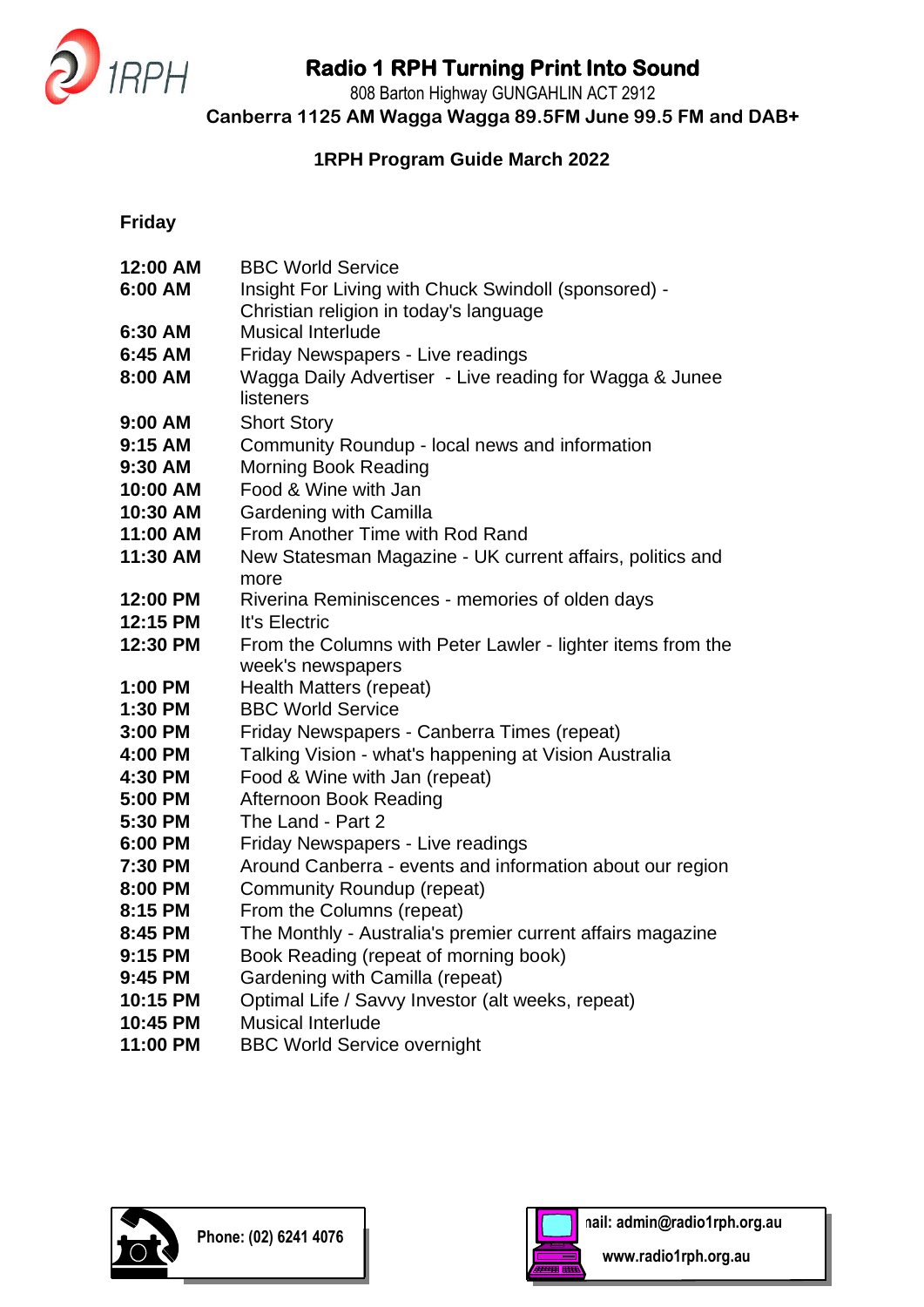# Radio 1 RPH Turning Print Into Sound

808 Barton Highway GUNGAHLIN ACT 2912

**Canberra 1125 AM Wagga Wagga 89.5FM June 99.5 FM and DAB+**

**1RPH Program Guide March 2022**

**Friday**

| | |
|---|---|
| **12:00 AM** | BBC World Service |
| **6:00 AM** | Insight For Living with Chuck Swindoll (sponsored) - Christian religion in today's language |
| **6:30 AM** | Musical Interlude |
| **6:45 AM** | Friday Newspapers - Live readings |
| **8:00 AM** | Wagga Daily Advertiser - Live reading for Wagga & Junee listeners |
| **9:00 AM** | Short Story |
| **9:15 AM** | Community Roundup - local news and information |
| **9:30 AM** | Morning Book Reading |
| **10:00 AM** | Food & Wine with Jan |
| **10:30 AM** | Gardening with Camilla |
| **11:00 AM** | From Another Time with Rod Rand |
| **11:30 AM** | New Statesman Magazine - UK current affairs, politics and more |
| **12:00 PM** | Riverina Reminiscences - memories of olden days |
| **12:15 PM** | It's Electric |
| **12:30 PM** | From the Columns with Peter Lawler - lighter items from the week's newspapers |
| **1:00 PM** | Health Matters (repeat) |
| **1:30 PM** | BBC World Service |
| **3:00 PM** | Friday Newspapers - Canberra Times (repeat) |
| **4:00 PM** | Talking Vision - what's happening at Vision Australia |
| **4:30 PM** | Food & Wine with Jan (repeat) |
| **5:00 PM** | Afternoon Book Reading |
| **5:30 PM** | The Land - Part 2 |
| **6:00 PM** | Friday Newspapers - Live readings |
| **7:30 PM** | Around Canberra - events and information about our region |
| **8:00 PM** | Community Roundup (repeat) |
| **8:15 PM** | From the Columns (repeat) |
| **8:45 PM** | The Monthly - Australia's premier current affairs magazine |
| **9:15 PM** | Book Reading (repeat of morning book) |
| **9:45 PM** | Gardening with Camilla (repeat) |
| **10:15 PM** | Optimal Life / Savvy Investor (alt weeks, repeat) |
| **10:45 PM** | Musical Interlude |
| **11:00 PM** | BBC World Service overnight |

**Phone: (02) 6241 4076**

**nail: admin@radio1rph.org.au**

**www.radio1rph.org.au**